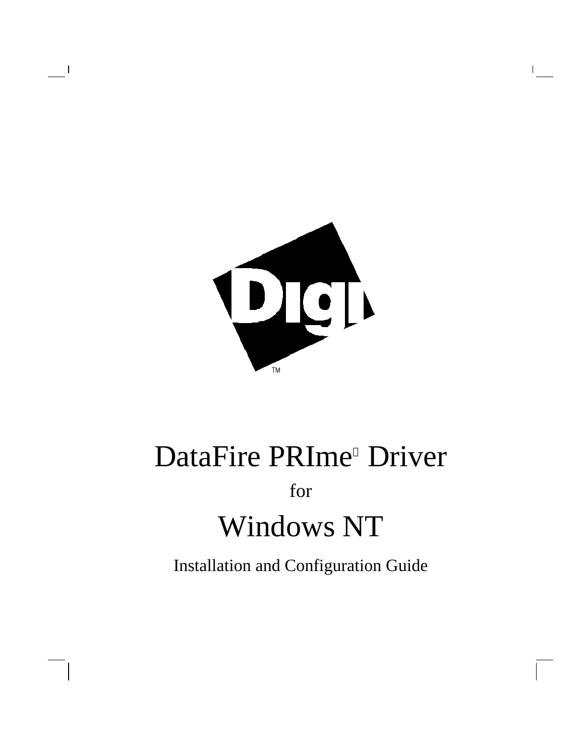Digi™

# DataFire PRIme Driver

for

# Windows NT

Installation and Configuration Guide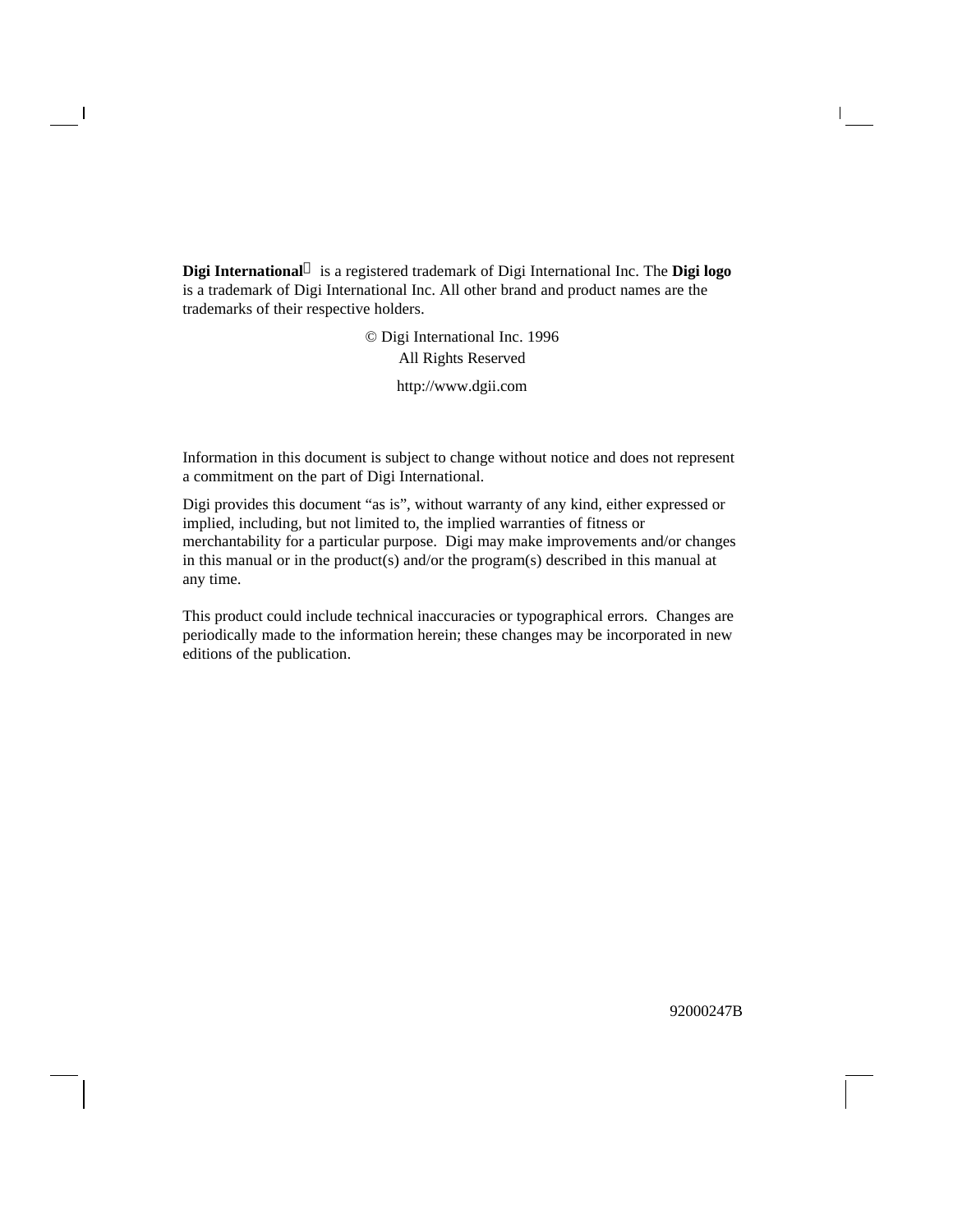**Digi International**® is a registered trademark of Digi International Inc. The **Digi logo** is a trademark of Digi International Inc. All other brand and product names are the trademarks of their respective holders.

© Digi International Inc. 1996
All Rights Reserved

http://www.dgii.com

Information in this document is subject to change without notice and does not represent a commitment on the part of Digi International.

Digi provides this document "as is", without warranty of any kind, either expressed or implied, including, but not limited to, the implied warranties of fitness or merchantability for a particular purpose. Digi may make improvements and/or changes in this manual or in the product(s) and/or the program(s) described in this manual at any time.

This product could include technical inaccuracies or typographical errors. Changes are periodically made to the information herein; these changes may be incorporated in new editions of the publication.

92000247B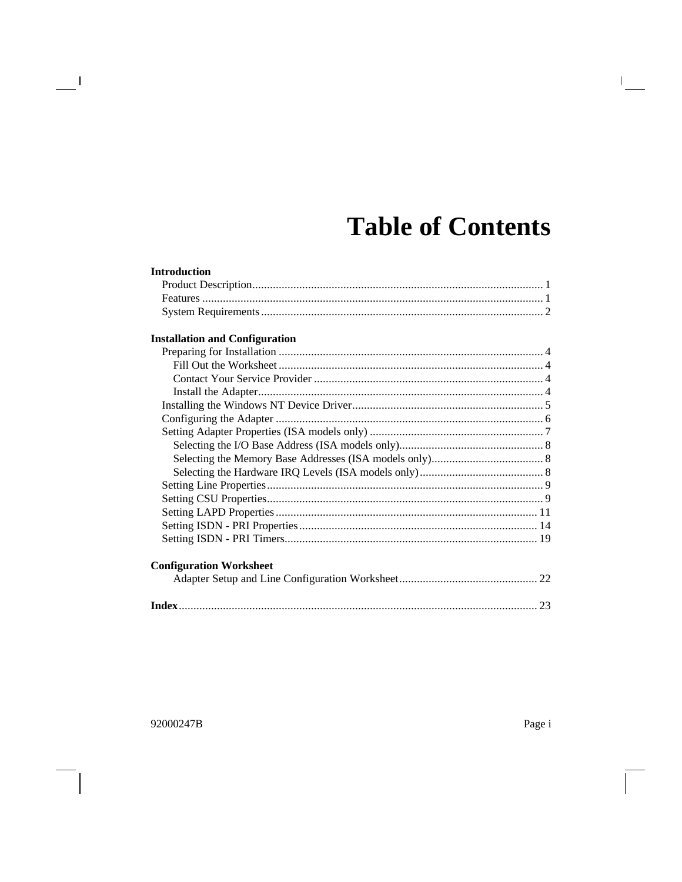# Table of Contents

**Introduction**

- Product Description ........ 1
- Features ........ 1
- System Requirements ........ 2

**Installation and Configuration**

- Preparing for Installation ........ 4
  - Fill Out the Worksheet ........ 4
  - Contact Your Service Provider ........ 4
  - Install the Adapter ........ 4
- Installing the Windows NT Device Driver ........ 5
- Configuring the Adapter ........ 6
- Setting Adapter Properties (ISA models only) ........ 7
  - Selecting the I/O Base Address (ISA models only) ........ 8
  - Selecting the Memory Base Addresses (ISA models only) ........ 8
  - Selecting the Hardware IRQ Levels (ISA models only) ........ 8
- Setting Line Properties ........ 9
- Setting CSU Properties ........ 9
- Setting LAPD Properties ........ 11
- Setting ISDN - PRI Properties ........ 14
- Setting ISDN - PRI Timers ........ 19

**Configuration Worksheet**

- Adapter Setup and Line Configuration Worksheet ........ 22

**Index** ........ 23

92000247B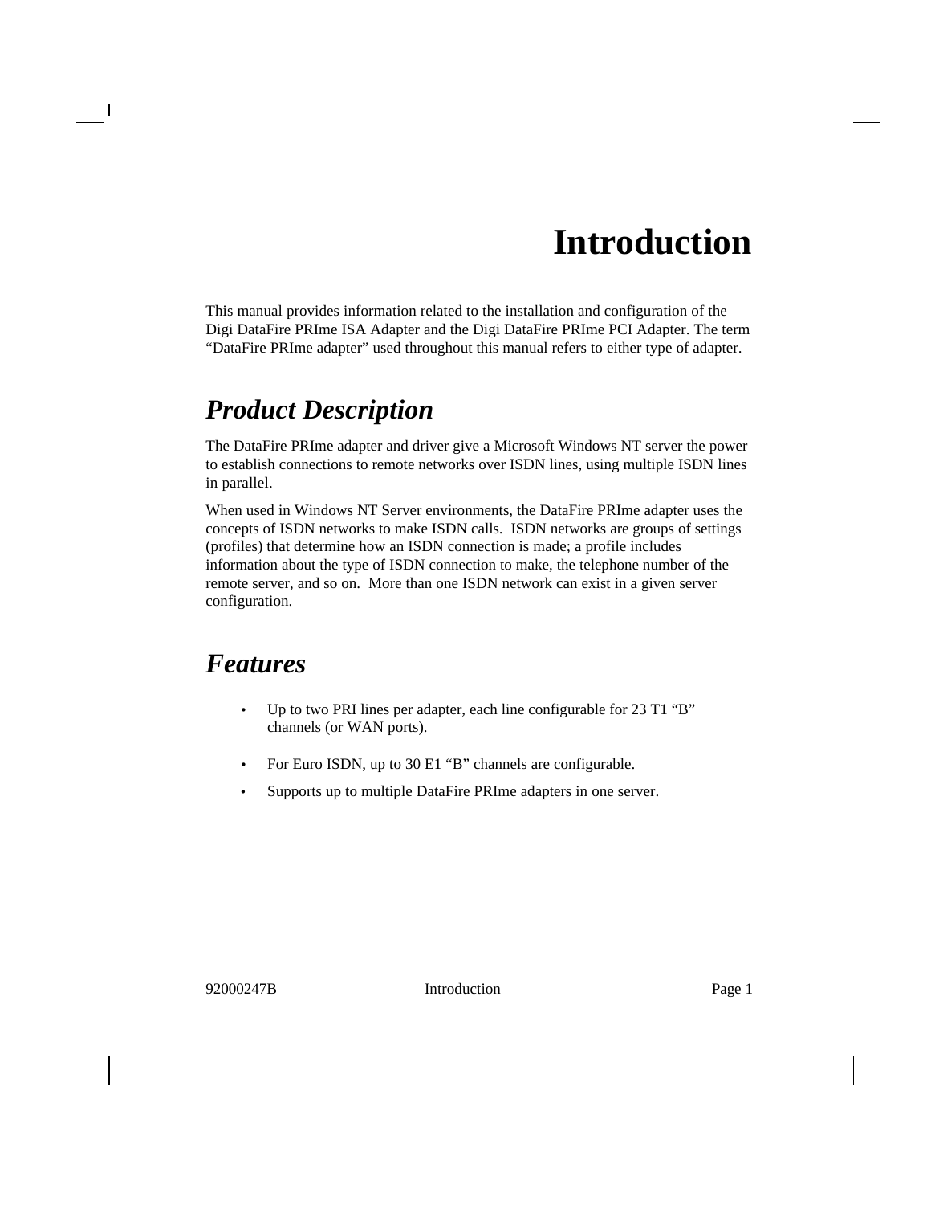# Introduction

This manual provides information related to the installation and configuration of the Digi DataFire PRIme ISA Adapter and the Digi DataFire PRIme PCI Adapter. The term "DataFire PRIme adapter" used throughout this manual refers to either type of adapter.

## *Product Description*

The DataFire PRIme adapter and driver give a Microsoft Windows NT server the power to establish connections to remote networks over ISDN lines, using multiple ISDN lines in parallel.

When used in Windows NT Server environments, the DataFire PRIme adapter uses the concepts of ISDN networks to make ISDN calls. ISDN networks are groups of settings (profiles) that determine how an ISDN connection is made; a profile includes information about the type of ISDN connection to make, the telephone number of the remote server, and so on. More than one ISDN network can exist in a given server configuration.

## *Features*

- Up to two PRI lines per adapter, each line configurable for 23 T1 "B" channels (or WAN ports).
- For Euro ISDN, up to 30 E1 "B" channels are configurable.
- Supports up to multiple DataFire PRIme adapters in one server.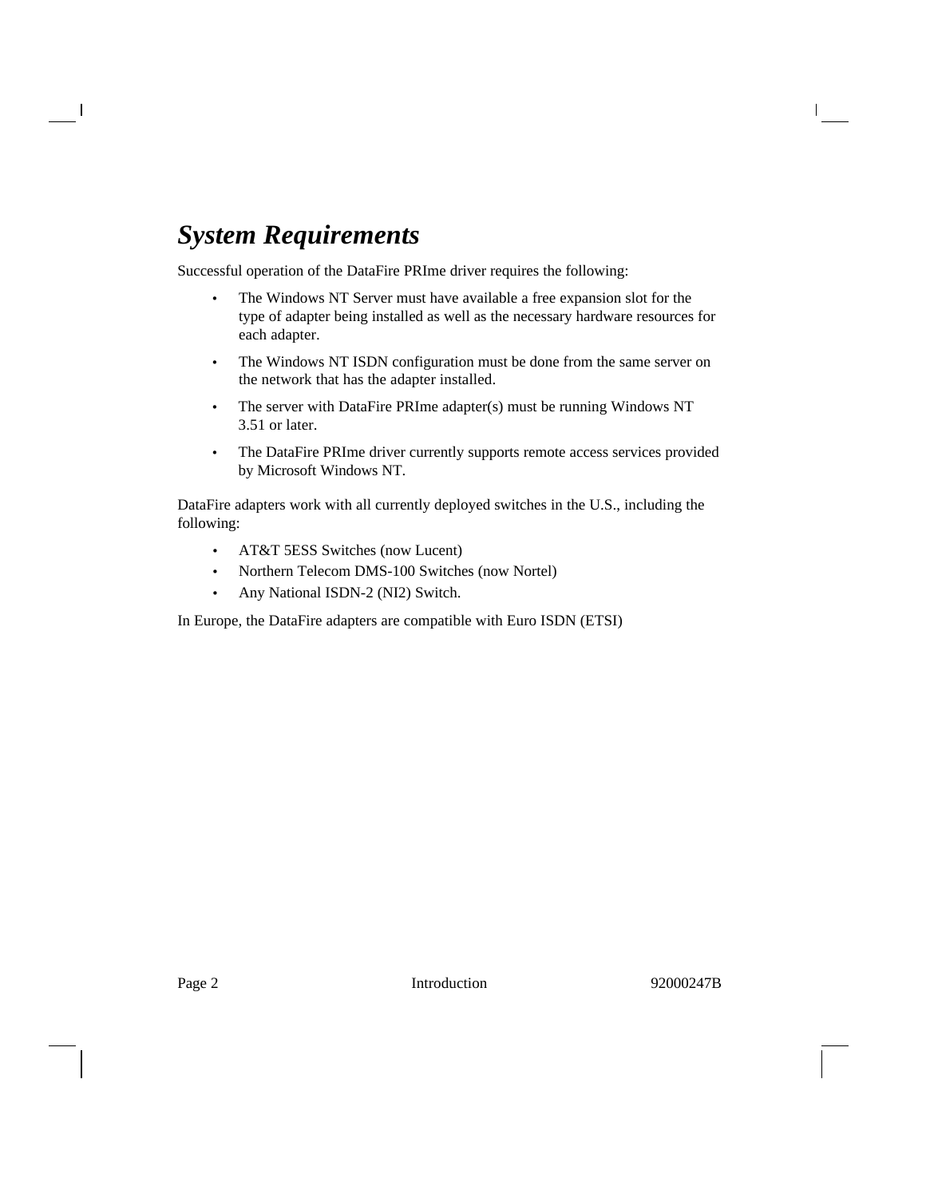## *System Requirements*

Successful operation of the DataFire PRIme driver requires the following:

- The Windows NT Server must have available a free expansion slot for the type of adapter being installed as well as the necessary hardware resources for each adapter.
- The Windows NT ISDN configuration must be done from the same server on the network that has the adapter installed.
- The server with DataFire PRIme adapter(s) must be running Windows NT 3.51 or later.
- The DataFire PRIme driver currently supports remote access services provided by Microsoft Windows NT.

DataFire adapters work with all currently deployed switches in the U.S., including the following:

- AT&T 5ESS Switches (now Lucent)
- Northern Telecom DMS-100 Switches (now Nortel)
- Any National ISDN-2 (NI2) Switch.

In Europe, the DataFire adapters are compatible with Euro ISDN (ETSI)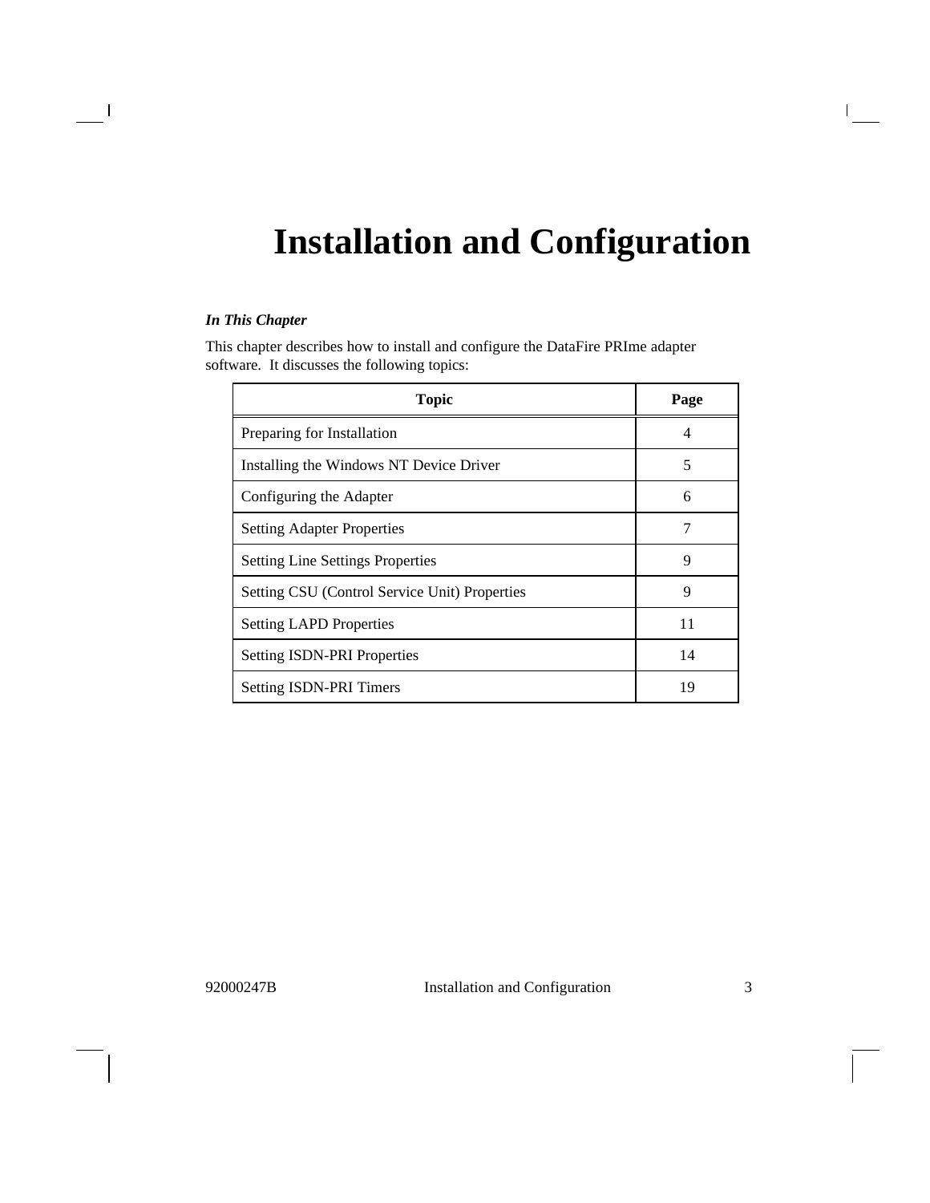# Installation and Configuration

***In This Chapter***

This chapter describes how to install and configure the DataFire PRIme adapter software. It discusses the following topics:

| Topic | Page |
|---|---|
| Preparing for Installation | 4 |
| Installing the Windows NT Device Driver | 5 |
| Configuring the Adapter | 6 |
| Setting Adapter Properties | 7 |
| Setting Line Settings Properties | 9 |
| Setting CSU (Control Service Unit) Properties | 9 |
| Setting LAPD Properties | 11 |
| Setting ISDN-PRI Properties | 14 |
| Setting ISDN-PRI Timers | 19 |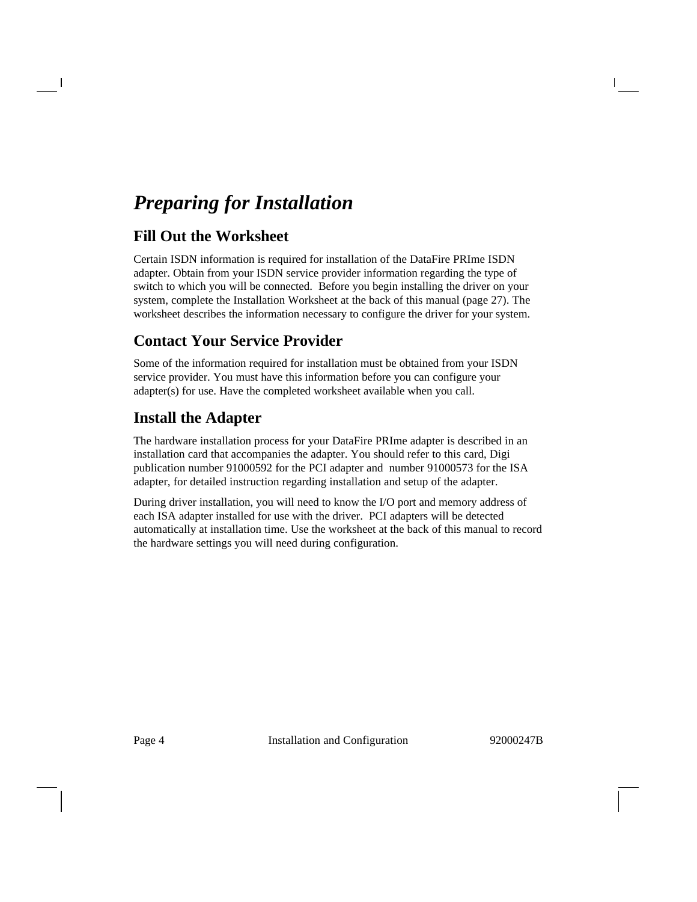# *Preparing for Installation*

## Fill Out the Worksheet

Certain ISDN information is required for installation of the DataFire PRIme ISDN adapter. Obtain from your ISDN service provider information regarding the type of switch to which you will be connected. Before you begin installing the driver on your system, complete the Installation Worksheet at the back of this manual (page 27). The worksheet describes the information necessary to configure the driver for your system.

## Contact Your Service Provider

Some of the information required for installation must be obtained from your ISDN service provider. You must have this information before you can configure your adapter(s) for use. Have the completed worksheet available when you call.

## Install the Adapter

The hardware installation process for your DataFire PRIme adapter is described in an installation card that accompanies the adapter. You should refer to this card, Digi publication number 91000592 for the PCI adapter and number 91000573 for the ISA adapter, for detailed instruction regarding installation and setup of the adapter.

During driver installation, you will need to know the I/O port and memory address of each ISA adapter installed for use with the driver. PCI adapters will be detected automatically at installation time. Use the worksheet at the back of this manual to record the hardware settings you will need during configuration.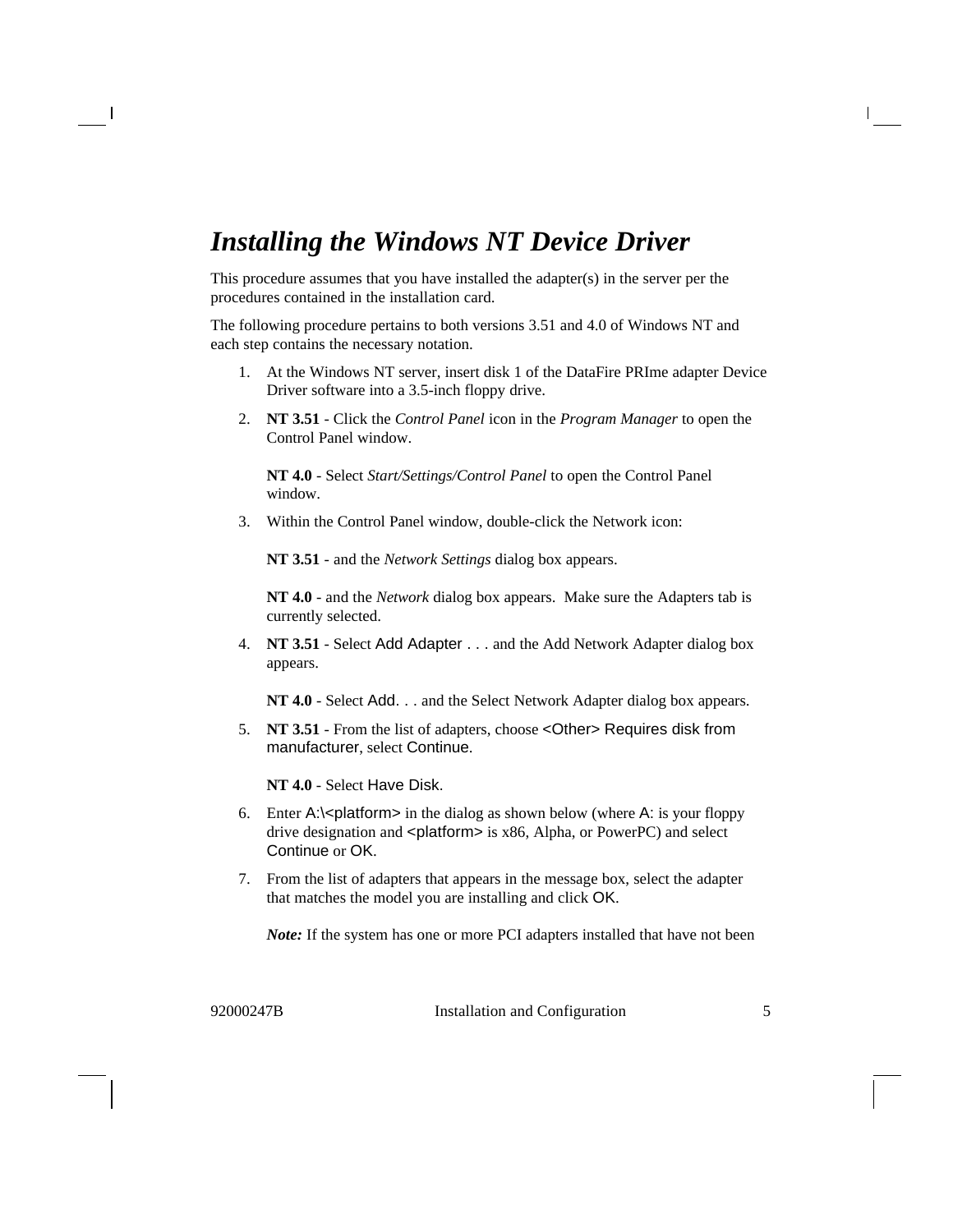# *Installing the Windows NT Device Driver*

This procedure assumes that you have installed the adapter(s) in the server per the procedures contained in the installation card.

The following procedure pertains to both versions 3.51 and 4.0 of Windows NT and each step contains the necessary notation.

1. At the Windows NT server, insert disk 1 of the DataFire PRIme adapter Device Driver software into a 3.5-inch floppy drive.

2. **NT 3.51** - Click the *Control Panel* icon in the *Program Manager* to open the Control Panel window.

   **NT 4.0** - Select *Start/Settings/Control Panel* to open the Control Panel window.

3. Within the Control Panel window, double-click the Network icon:

   **NT 3.51** - and the *Network Settings* dialog box appears.

   **NT 4.0** - and the *Network* dialog box appears. Make sure the Adapters tab is currently selected.

4. **NT 3.51** - Select Add Adapter . . . and the Add Network Adapter dialog box appears.

   **NT 4.0** - Select Add. . . and the Select Network Adapter dialog box appears.

5. **NT 3.51** - From the list of adapters, choose <Other> Requires disk from manufacturer, select Continue.

   **NT 4.0** - Select Have Disk.

6. Enter A:\<platform> in the dialog as shown below (where A: is your floppy drive designation and <platform> is x86, Alpha, or PowerPC) and select Continue or OK.

7. From the list of adapters that appears in the message box, select the adapter that matches the model you are installing and click OK.

   ***Note:*** If the system has one or more PCI adapters installed that have not been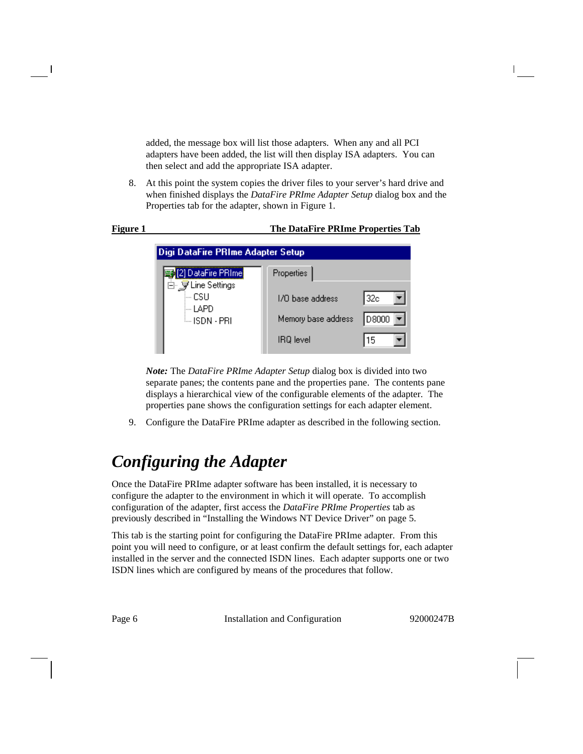added, the message box will list those adapters. When any and all PCI adapters have been added, the list will then display ISA adapters. You can then select and add the appropriate ISA adapter.

8. At this point the system copies the driver files to your server's hard drive and when finished displays the *DataFire PRIme Adapter Setup* dialog box and the Properties tab for the adapter, shown in Figure 1.

**Figure 1** **The DataFire PRIme Properties Tab**

***Note:*** The *DataFire PRIme Adapter Setup* dialog box is divided into two separate panes; the contents pane and the properties pane. The contents pane displays a hierarchical view of the configurable elements of the adapter. The properties pane shows the configuration settings for each adapter element.

9. Configure the DataFire PRIme adapter as described in the following section.

# *Configuring the Adapter*

Once the DataFire PRIme adapter software has been installed, it is necessary to configure the adapter to the environment in which it will operate. To accomplish configuration of the adapter, first access the *DataFire PRIme Properties* tab as previously described in "Installing the Windows NT Device Driver" on page 5.

This tab is the starting point for configuring the DataFire PRIme adapter. From this point you will need to configure, or at least confirm the default settings for, each adapter installed in the server and the connected ISDN lines. Each adapter supports one or two ISDN lines which are configured by means of the procedures that follow.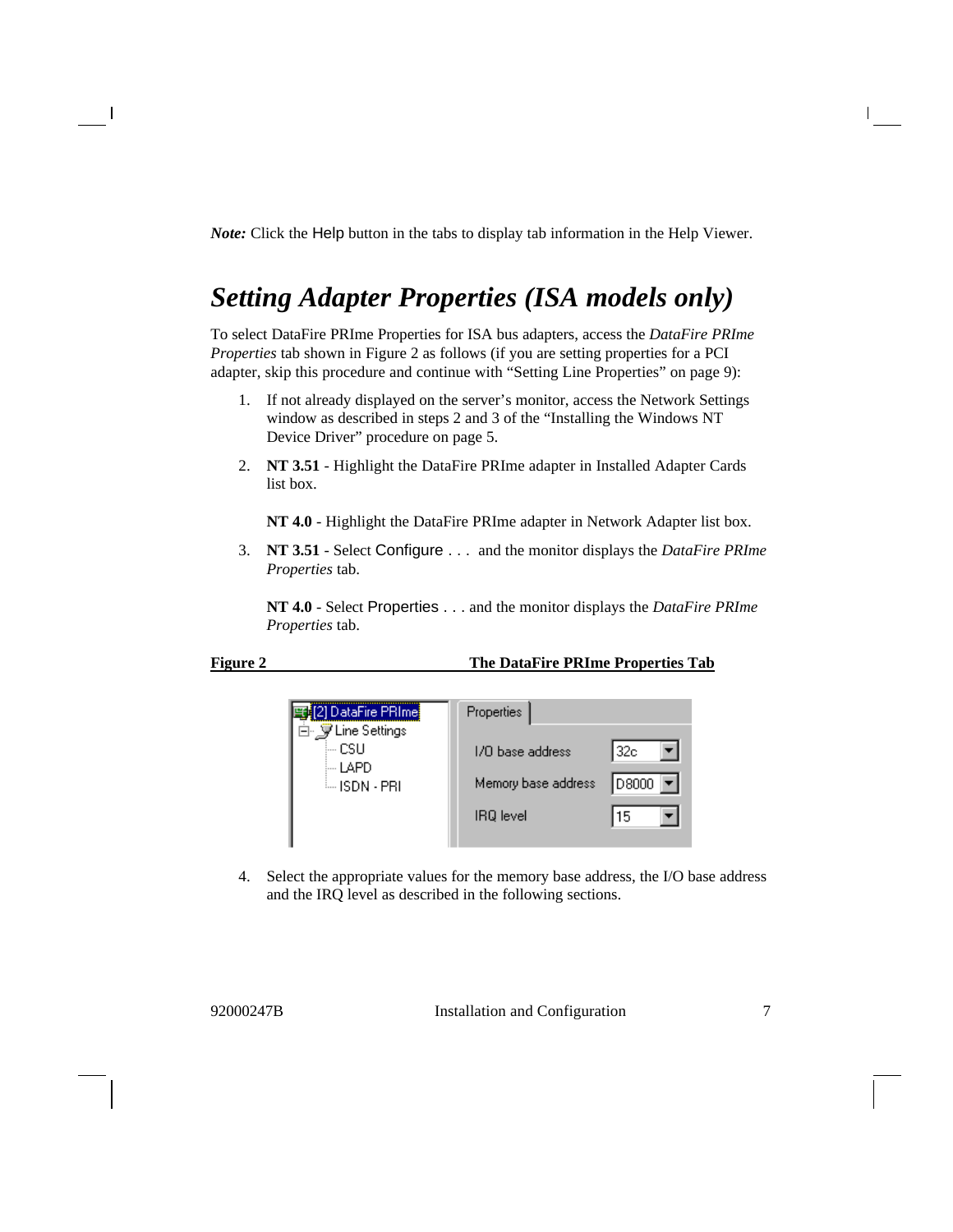***Note:*** Click the Help button in the tabs to display tab information in the Help Viewer.

# *Setting Adapter Properties (ISA models only)*

To select DataFire PRIme Properties for ISA bus adapters, access the *DataFire PRIme Properties* tab shown in Figure 2 as follows (if you are setting properties for a PCI adapter, skip this procedure and continue with "Setting Line Properties" on page 9):

1. If not already displayed on the server's monitor, access the Network Settings window as described in steps 2 and 3 of the "Installing the Windows NT Device Driver" procedure on page 5.

2. **NT 3.51** - Highlight the DataFire PRIme adapter in Installed Adapter Cards list box.

   **NT 4.0** - Highlight the DataFire PRIme adapter in Network Adapter list box.

3. **NT 3.51** - Select Configure . . . and the monitor displays the *DataFire PRIme Properties* tab.

   **NT 4.0** - Select Properties . . . and the monitor displays the *DataFire PRIme Properties* tab.

**Figure 2 The DataFire PRIme Properties Tab**

4. Select the appropriate values for the memory base address, the I/O base address and the IRQ level as described in the following sections.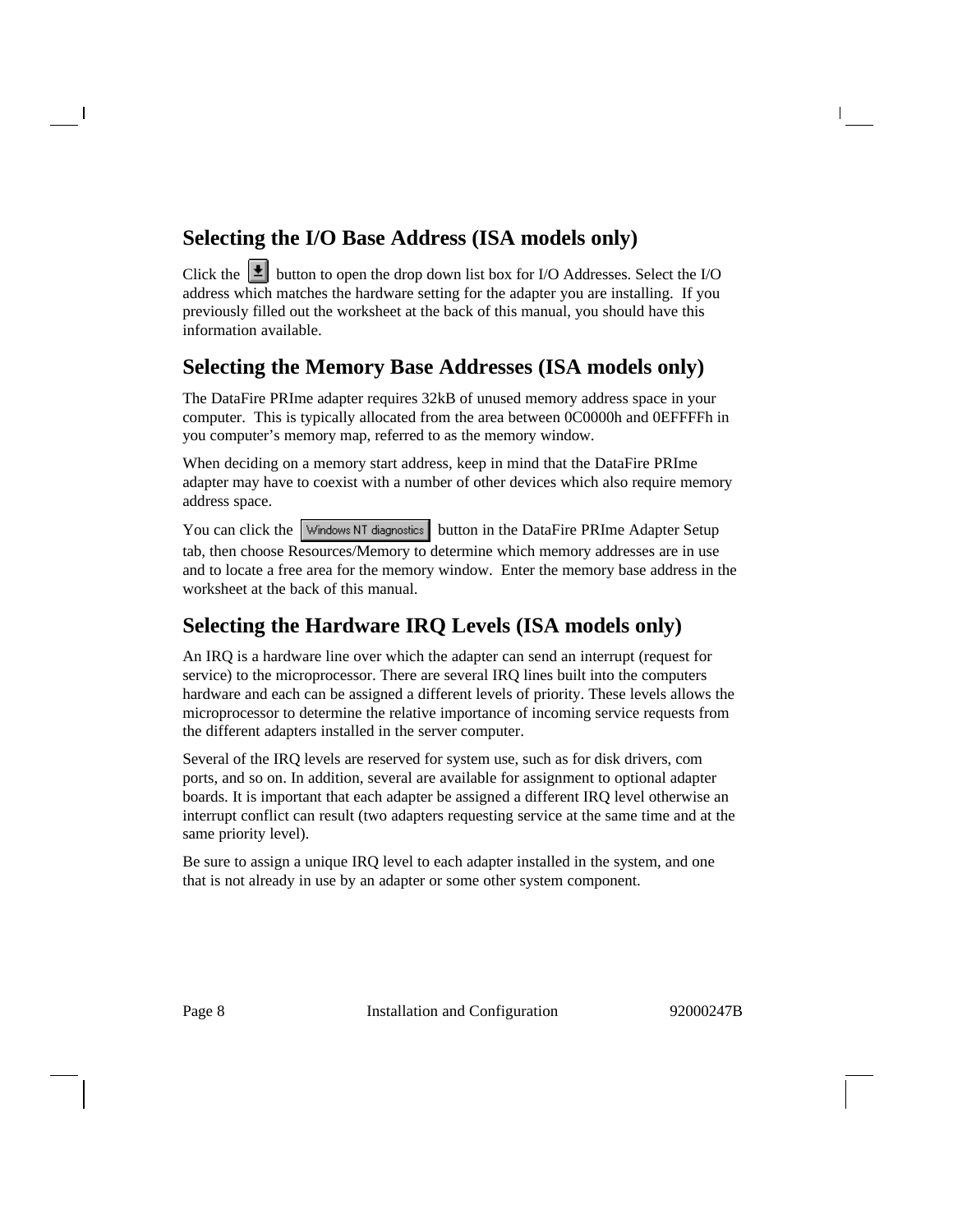## Selecting the I/O Base Address (ISA models only)

Click the button to open the drop down list box for I/O Addresses. Select the I/O address which matches the hardware setting for the adapter you are installing. If you previously filled out the worksheet at the back of this manual, you should have this information available.

## Selecting the Memory Base Addresses (ISA models only)

The DataFire PRIme adapter requires 32kB of unused memory address space in your computer. This is typically allocated from the area between 0C0000h and 0EFFFFh in you computer's memory map, referred to as the memory window.

When deciding on a memory start address, keep in mind that the DataFire PRIme adapter may have to coexist with a number of other devices which also require memory address space.

You can click the Windows NT diagnostics button in the DataFire PRIme Adapter Setup tab, then choose Resources/Memory to determine which memory addresses are in use and to locate a free area for the memory window. Enter the memory base address in the worksheet at the back of this manual.

## Selecting the Hardware IRQ Levels (ISA models only)

An IRQ is a hardware line over which the adapter can send an interrupt (request for service) to the microprocessor. There are several IRQ lines built into the computers hardware and each can be assigned a different levels of priority. These levels allows the microprocessor to determine the relative importance of incoming service requests from the different adapters installed in the server computer.

Several of the IRQ levels are reserved for system use, such as for disk drivers, com ports, and so on. In addition, several are available for assignment to optional adapter boards. It is important that each adapter be assigned a different IRQ level otherwise an interrupt conflict can result (two adapters requesting service at the same time and at the same priority level).

Be sure to assign a unique IRQ level to each adapter installed in the system, and one that is not already in use by an adapter or some other system component.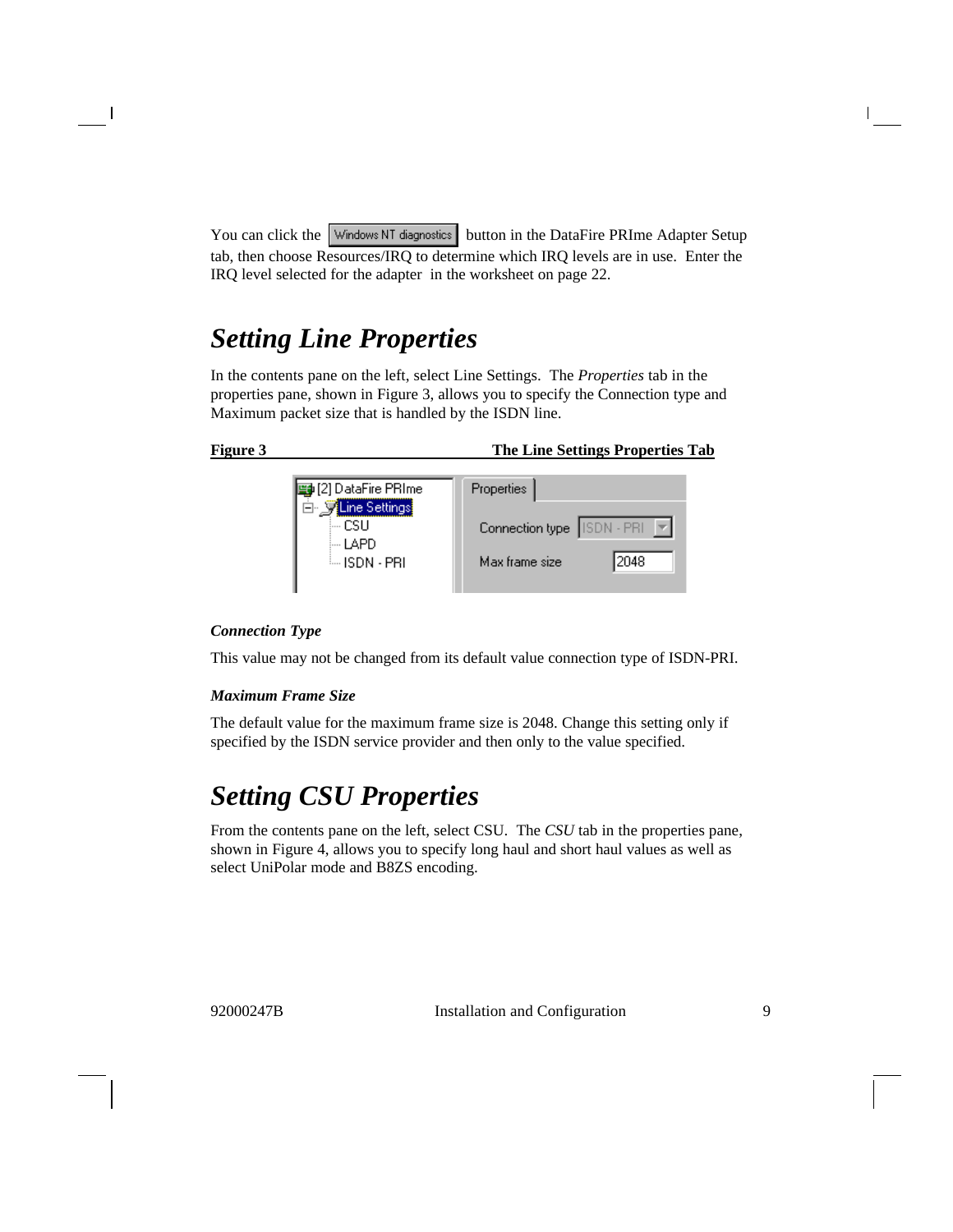You can click the Windows NT diagnostics button in the DataFire PRIme Adapter Setup tab, then choose Resources/IRQ to determine which IRQ levels are in use. Enter the IRQ level selected for the adapter in the worksheet on page 22.

# *Setting Line Properties*

In the contents pane on the left, select Line Settings. The *Properties* tab in the properties pane, shown in Figure 3, allows you to specify the Connection type and Maximum packet size that is handled by the ISDN line.

**Figure 3 The Line Settings Properties Tab**

### *Connection Type*

This value may not be changed from its default value connection type of ISDN-PRI.

### *Maximum Frame Size*

The default value for the maximum frame size is 2048. Change this setting only if specified by the ISDN service provider and then only to the value specified.

# *Setting CSU Properties*

From the contents pane on the left, select CSU. The *CSU* tab in the properties pane, shown in Figure 4, allows you to specify long haul and short haul values as well as select UniPolar mode and B8ZS encoding.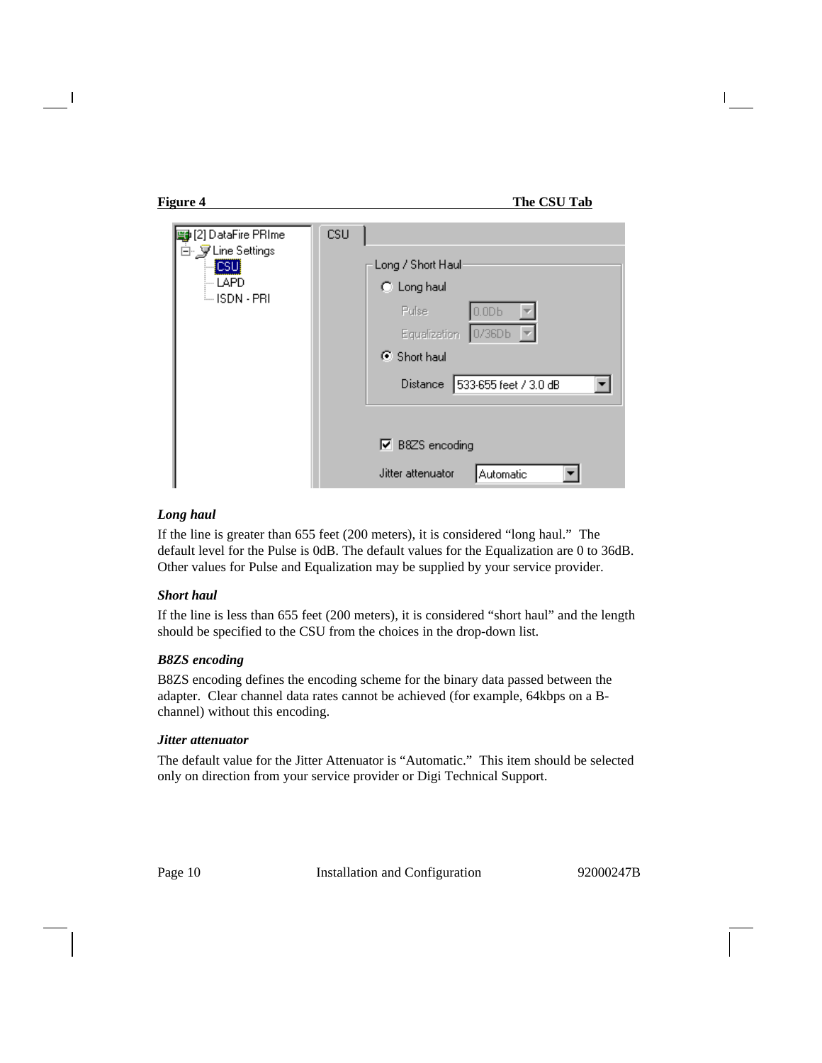**Figure 4** **The CSU Tab**

### *Long haul*

If the line is greater than 655 feet (200 meters), it is considered “long haul.” The default level for the Pulse is 0dB. The default values for the Equalization are 0 to 36dB. Other values for Pulse and Equalization may be supplied by your service provider.

### *Short haul*

If the line is less than 655 feet (200 meters), it is considered “short haul” and the length should be specified to the CSU from the choices in the drop-down list.

### *B8ZS encoding*

B8ZS encoding defines the encoding scheme for the binary data passed between the adapter. Clear channel data rates cannot be achieved (for example, 64kbps on a B-channel) without this encoding.

### *Jitter attenuator*

The default value for the Jitter Attenuator is “Automatic.” This item should be selected only on direction from your service provider or Digi Technical Support.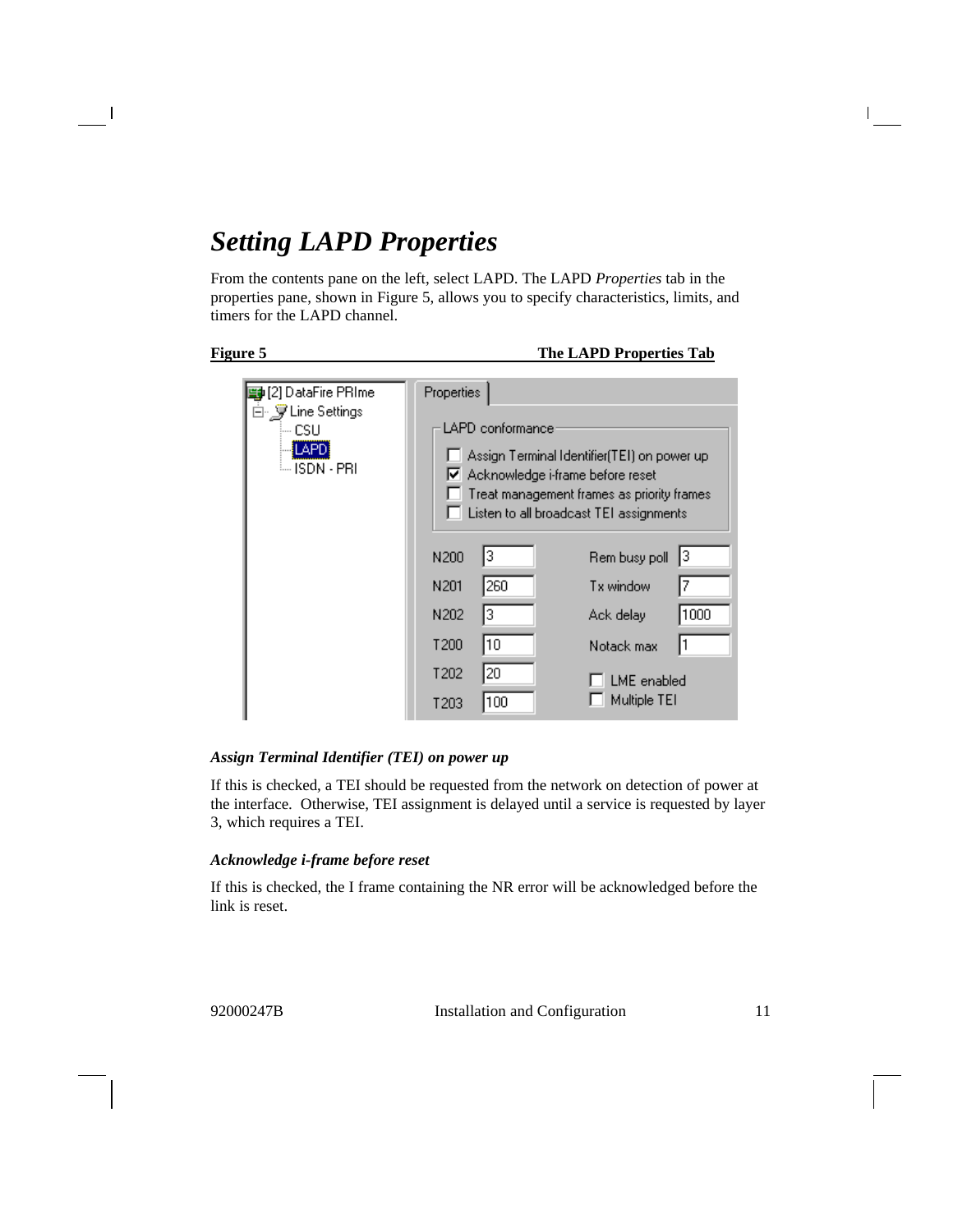# *Setting LAPD Properties*

From the contents pane on the left, select LAPD. The LAPD *Properties* tab in the properties pane, shown in Figure 5, allows you to specify characteristics, limits, and timers for the LAPD channel.

**Figure 5 The LAPD Properties Tab**

### *Assign Terminal Identifier (TEI) on power up*

If this is checked, a TEI should be requested from the network on detection of power at the interface. Otherwise, TEI assignment is delayed until a service is requested by layer 3, which requires a TEI.

### *Acknowledge i-frame before reset*

If this is checked, the I frame containing the NR error will be acknowledged before the link is reset.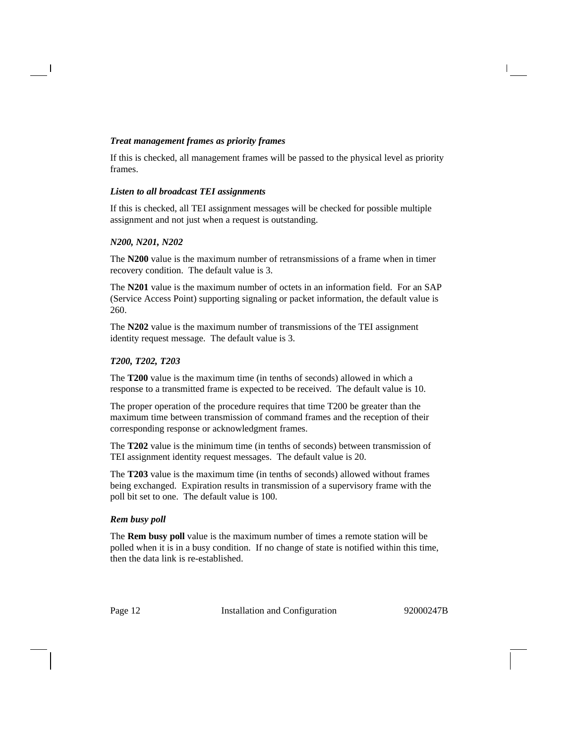***Treat management frames as priority frames***

If this is checked, all management frames will be passed to the physical level as priority frames.

***Listen to all broadcast TEI assignments***

If this is checked, all TEI assignment messages will be checked for possible multiple assignment and not just when a request is outstanding.

***N200, N201, N202***

The **N200** value is the maximum number of retransmissions of a frame when in timer recovery condition. The default value is 3.

The **N201** value is the maximum number of octets in an information field. For an SAP (Service Access Point) supporting signaling or packet information, the default value is 260.

The **N202** value is the maximum number of transmissions of the TEI assignment identity request message. The default value is 3.

***T200, T202, T203***

The **T200** value is the maximum time (in tenths of seconds) allowed in which a response to a transmitted frame is expected to be received. The default value is 10.

The proper operation of the procedure requires that time T200 be greater than the maximum time between transmission of command frames and the reception of their corresponding response or acknowledgment frames.

The **T202** value is the minimum time (in tenths of seconds) between transmission of TEI assignment identity request messages. The default value is 20.

The **T203** value is the maximum time (in tenths of seconds) allowed without frames being exchanged. Expiration results in transmission of a supervisory frame with the poll bit set to one. The default value is 100.

***Rem busy poll***

The **Rem busy poll** value is the maximum number of times a remote station will be polled when it is in a busy condition. If no change of state is notified within this time, then the data link is re-established.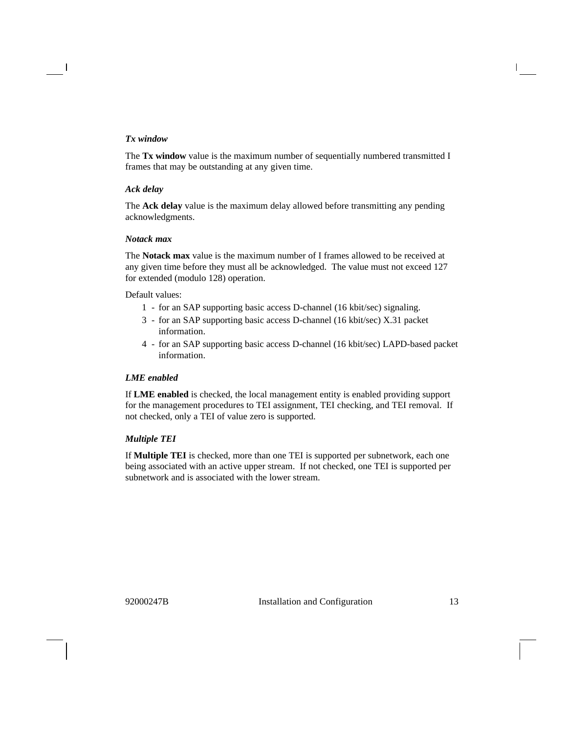*Tx window*

The **Tx window** value is the maximum number of sequentially numbered transmitted I frames that may be outstanding at any given time.

*Ack delay*

The **Ack delay** value is the maximum delay allowed before transmitting any pending acknowledgments.

*Notack max*

The **Notack max** value is the maximum number of I frames allowed to be received at any given time before they must all be acknowledged. The value must not exceed 127 for extended (modulo 128) operation.

Default values:

1 - for an SAP supporting basic access D-channel (16 kbit/sec) signaling.

3 - for an SAP supporting basic access D-channel (16 kbit/sec) X.31 packet information.

4 - for an SAP supporting basic access D-channel (16 kbit/sec) LAPD-based packet information.

*LME enabled*

If **LME enabled** is checked, the local management entity is enabled providing support for the management procedures to TEI assignment, TEI checking, and TEI removal. If not checked, only a TEI of value zero is supported.

*Multiple TEI*

If **Multiple TEI** is checked, more than one TEI is supported per subnetwork, each one being associated with an active upper stream. If not checked, one TEI is supported per subnetwork and is associated with the lower stream.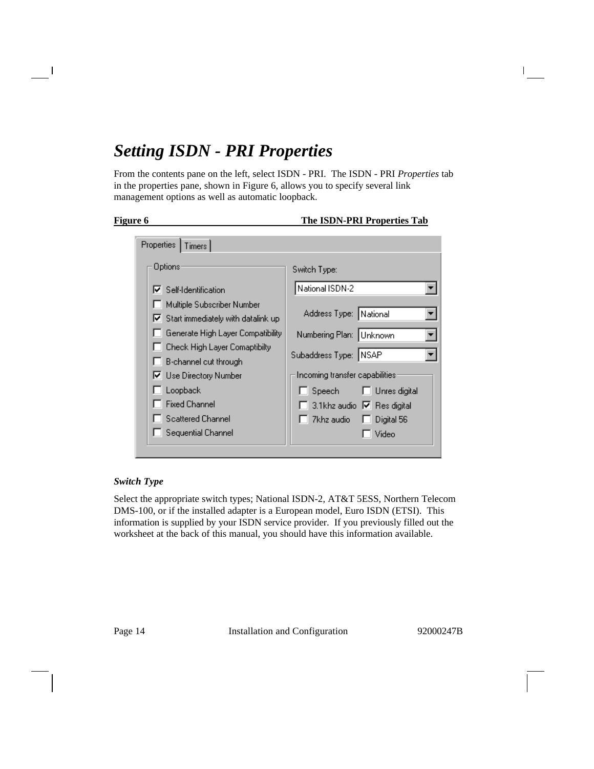# Setting ISDN - PRI Properties

From the contents pane on the left, select ISDN - PRI. The ISDN - PRI *Properties* tab in the properties pane, shown in Figure 6, allows you to specify several link management options as well as automatic loopback.

**Figure 6 The ISDN-PRI Properties Tab**

### Switch Type

Select the appropriate switch types; National ISDN-2, AT&T 5ESS, Northern Telecom DMS-100, or if the installed adapter is a European model, Euro ISDN (ETSI). This information is supplied by your ISDN service provider. If you previously filled out the worksheet at the back of this manual, you should have this information available.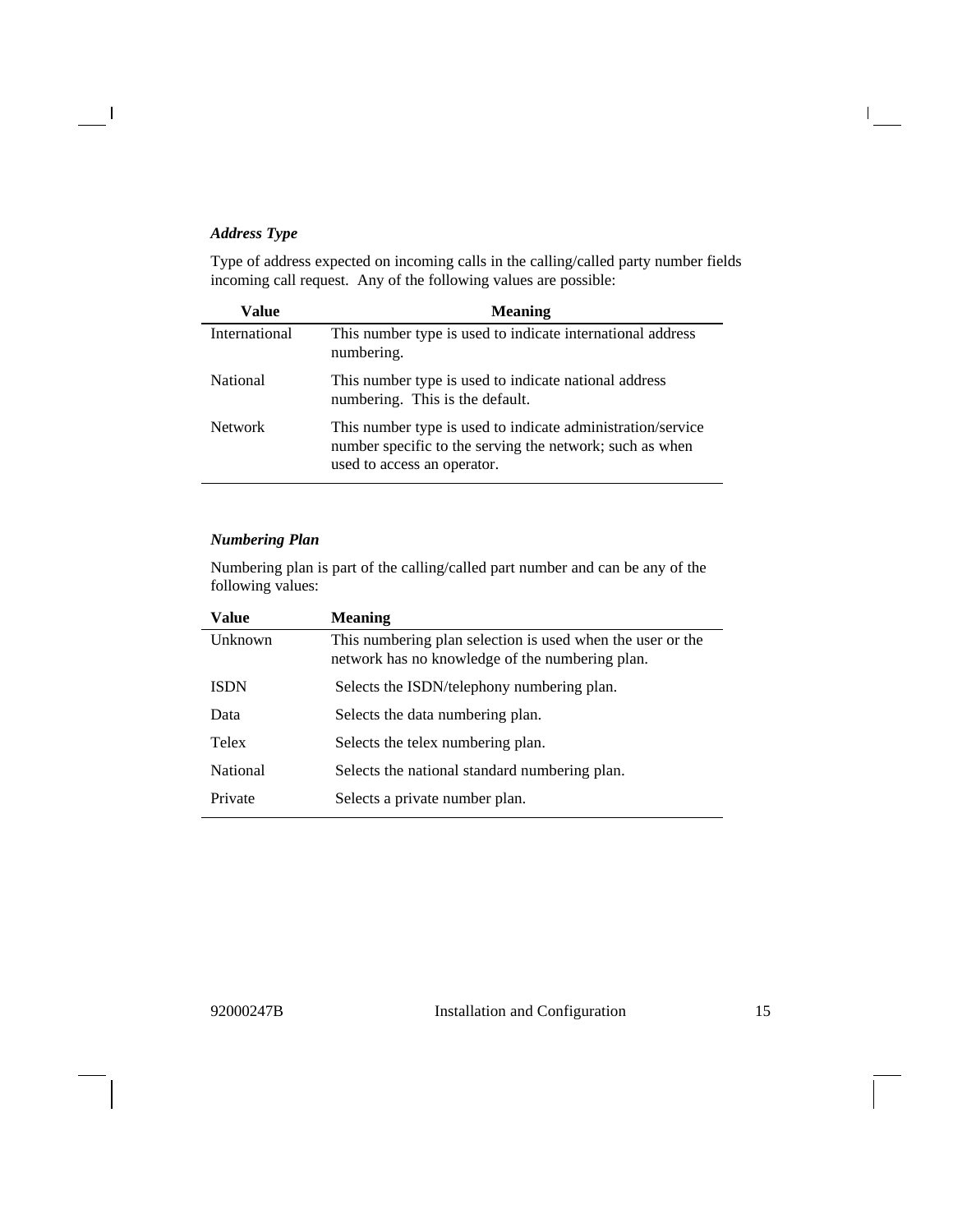***Address Type***

Type of address expected on incoming calls in the calling/called party number fields incoming call request. Any of the following values are possible:

| Value | Meaning |
|---|---|
| International | This number type is used to indicate international address numbering. |
| National | This number type is used to indicate national address numbering. This is the default. |
| Network | This number type is used to indicate administration/service number specific to the serving the network; such as when used to access an operator. |

***Numbering Plan***

Numbering plan is part of the calling/called part number and can be any of the following values:

| Value | Meaning |
|---|---|
| Unknown | This numbering plan selection is used when the user or the network has no knowledge of the numbering plan. |
| ISDN | Selects the ISDN/telephony numbering plan. |
| Data | Selects the data numbering plan. |
| Telex | Selects the telex numbering plan. |
| National | Selects the national standard numbering plan. |
| Private | Selects a private number plan. |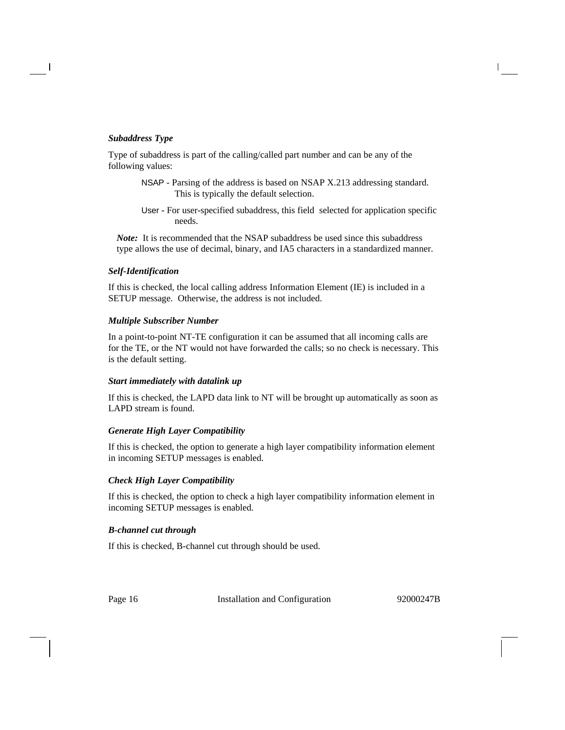***Subaddress Type***

Type of subaddress is part of the calling/called part number and can be any of the following values:

> NSAP - Parsing of the address is based on NSAP X.213 addressing standard. This is typically the default selection.
>
> User - For user-specified subaddress, this field selected for application specific needs.

***Note:*** It is recommended that the NSAP subaddress be used since this subaddress type allows the use of decimal, binary, and IA5 characters in a standardized manner.

***Self-Identification***

If this is checked, the local calling address Information Element (IE) is included in a SETUP message. Otherwise, the address is not included.

***Multiple Subscriber Number***

In a point-to-point NT-TE configuration it can be assumed that all incoming calls are for the TE, or the NT would not have forwarded the calls; so no check is necessary. This is the default setting.

***Start immediately with datalink up***

If this is checked, the LAPD data link to NT will be brought up automatically as soon as LAPD stream is found.

***Generate High Layer Compatibility***

If this is checked, the option to generate a high layer compatibility information element in incoming SETUP messages is enabled.

***Check High Layer Compatibility***

If this is checked, the option to check a high layer compatibility information element in incoming SETUP messages is enabled.

***B-channel cut through***

If this is checked, B-channel cut through should be used.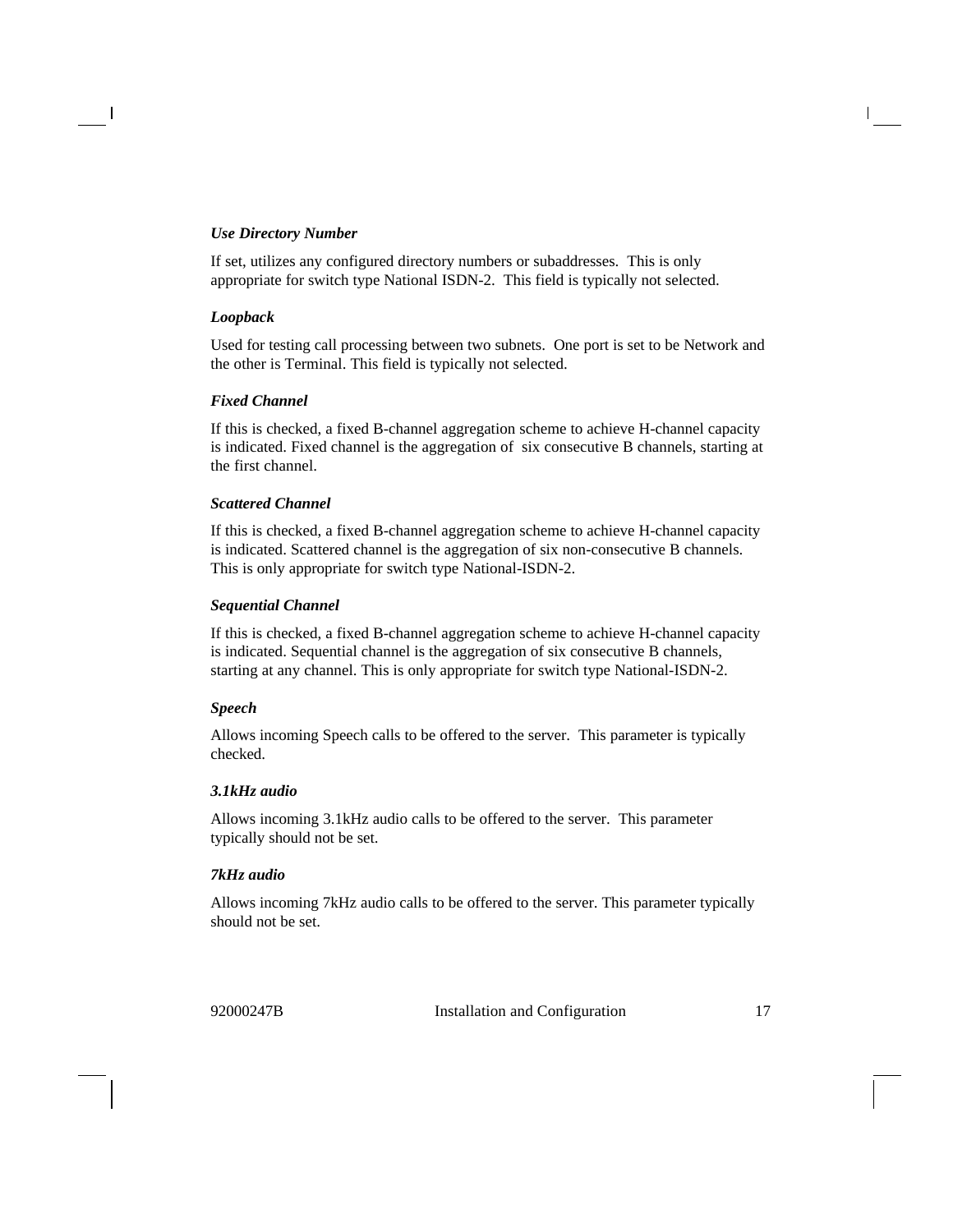***Use Directory Number***

If set, utilizes any configured directory numbers or subaddresses. This is only appropriate for switch type National ISDN-2. This field is typically not selected.

***Loopback***

Used for testing call processing between two subnets. One port is set to be Network and the other is Terminal. This field is typically not selected.

***Fixed Channel***

If this is checked, a fixed B-channel aggregation scheme to achieve H-channel capacity is indicated. Fixed channel is the aggregation of six consecutive B channels, starting at the first channel.

***Scattered Channel***

If this is checked, a fixed B-channel aggregation scheme to achieve H-channel capacity is indicated. Scattered channel is the aggregation of six non-consecutive B channels. This is only appropriate for switch type National-ISDN-2.

***Sequential Channel***

If this is checked, a fixed B-channel aggregation scheme to achieve H-channel capacity is indicated. Sequential channel is the aggregation of six consecutive B channels, starting at any channel. This is only appropriate for switch type National-ISDN-2.

***Speech***

Allows incoming Speech calls to be offered to the server. This parameter is typically checked.

***3.1kHz audio***

Allows incoming 3.1kHz audio calls to be offered to the server. This parameter typically should not be set.

***7kHz audio***

Allows incoming 7kHz audio calls to be offered to the server. This parameter typically should not be set.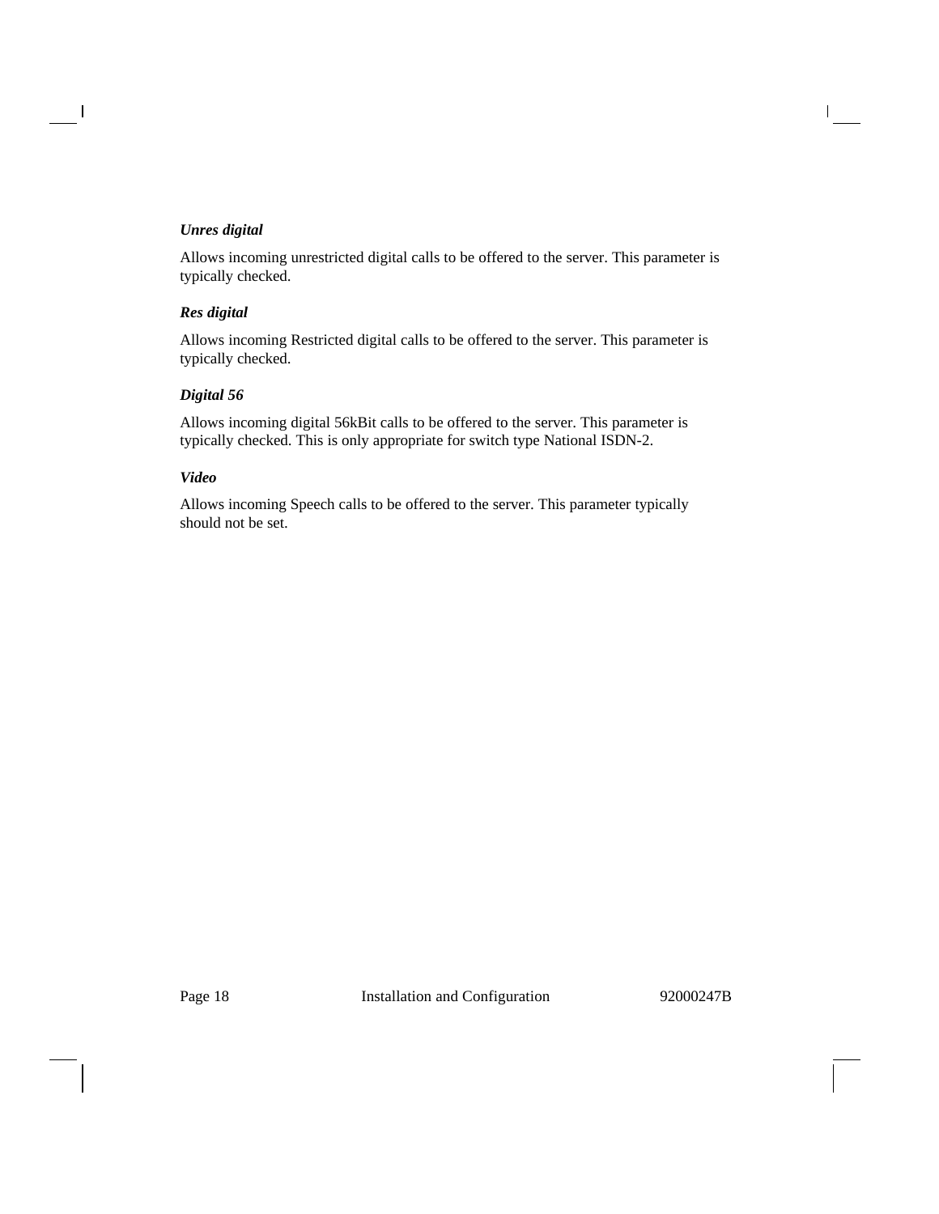***Unres digital***

Allows incoming unrestricted digital calls to be offered to the server. This parameter is typically checked.

***Res digital***

Allows incoming Restricted digital calls to be offered to the server. This parameter is typically checked.

***Digital 56***

Allows incoming digital 56kBit calls to be offered to the server. This parameter is typically checked. This is only appropriate for switch type National ISDN-2.

***Video***

Allows incoming Speech calls to be offered to the server. This parameter typically should not be set.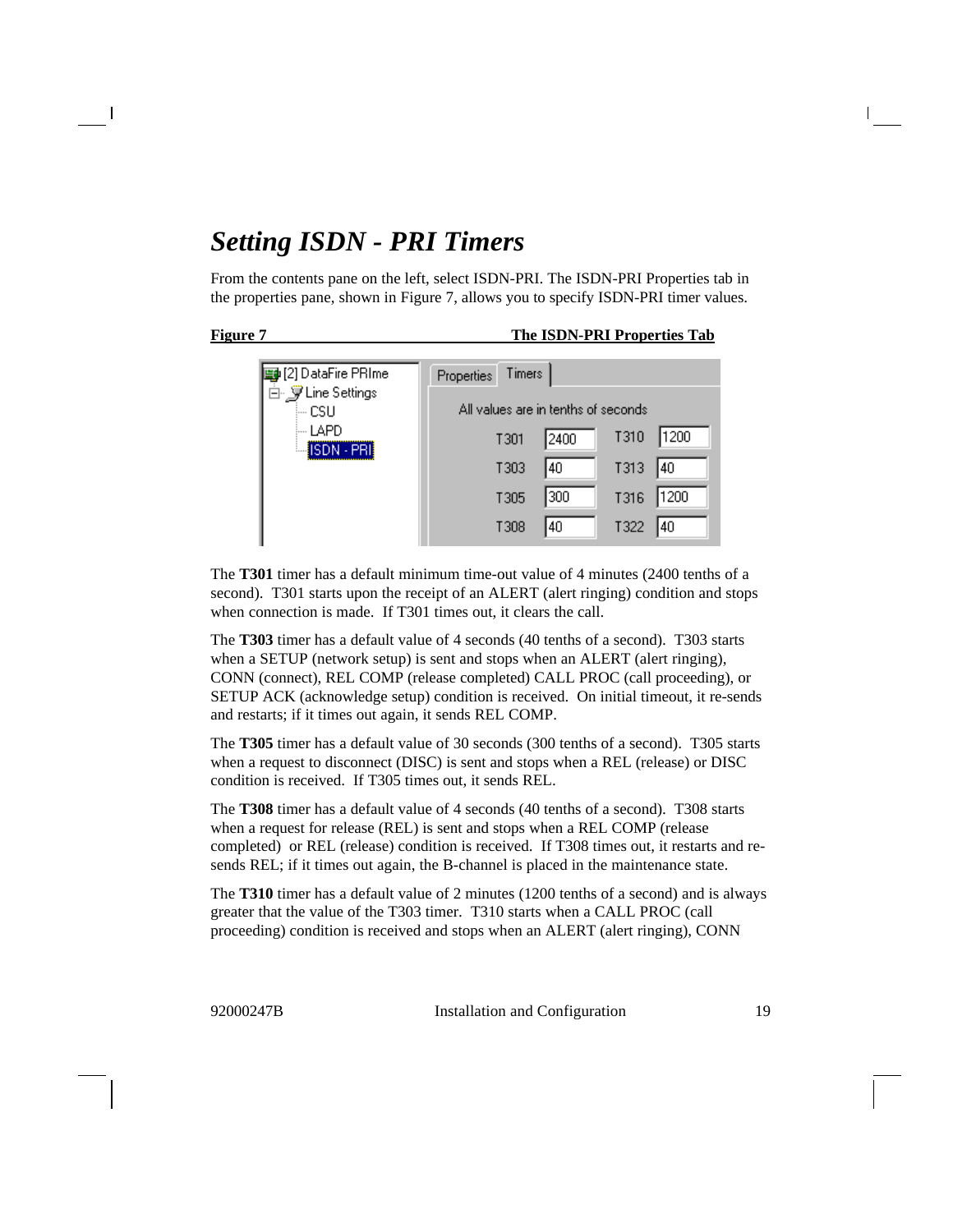## *Setting ISDN - PRI Timers*

From the contents pane on the left, select ISDN-PRI. The ISDN-PRI Properties tab in the properties pane, shown in Figure 7, allows you to specify ISDN-PRI timer values.

**Figure 7 The ISDN-PRI Properties Tab**

The **T301** timer has a default minimum time-out value of 4 minutes (2400 tenths of a second). T301 starts upon the receipt of an ALERT (alert ringing) condition and stops when connection is made. If T301 times out, it clears the call.

The **T303** timer has a default value of 4 seconds (40 tenths of a second). T303 starts when a SETUP (network setup) is sent and stops when an ALERT (alert ringing), CONN (connect), REL COMP (release completed) CALL PROC (call proceeding), or SETUP ACK (acknowledge setup) condition is received. On initial timeout, it re-sends and restarts; if it times out again, it sends REL COMP.

The **T305** timer has a default value of 30 seconds (300 tenths of a second). T305 starts when a request to disconnect (DISC) is sent and stops when a REL (release) or DISC condition is received. If T305 times out, it sends REL.

The **T308** timer has a default value of 4 seconds (40 tenths of a second). T308 starts when a request for release (REL) is sent and stops when a REL COMP (release completed) or REL (release) condition is received. If T308 times out, it restarts and re-sends REL; if it times out again, the B-channel is placed in the maintenance state.

The **T310** timer has a default value of 2 minutes (1200 tenths of a second) and is always greater that the value of the T303 timer. T310 starts when a CALL PROC (call proceeding) condition is received and stops when an ALERT (alert ringing), CONN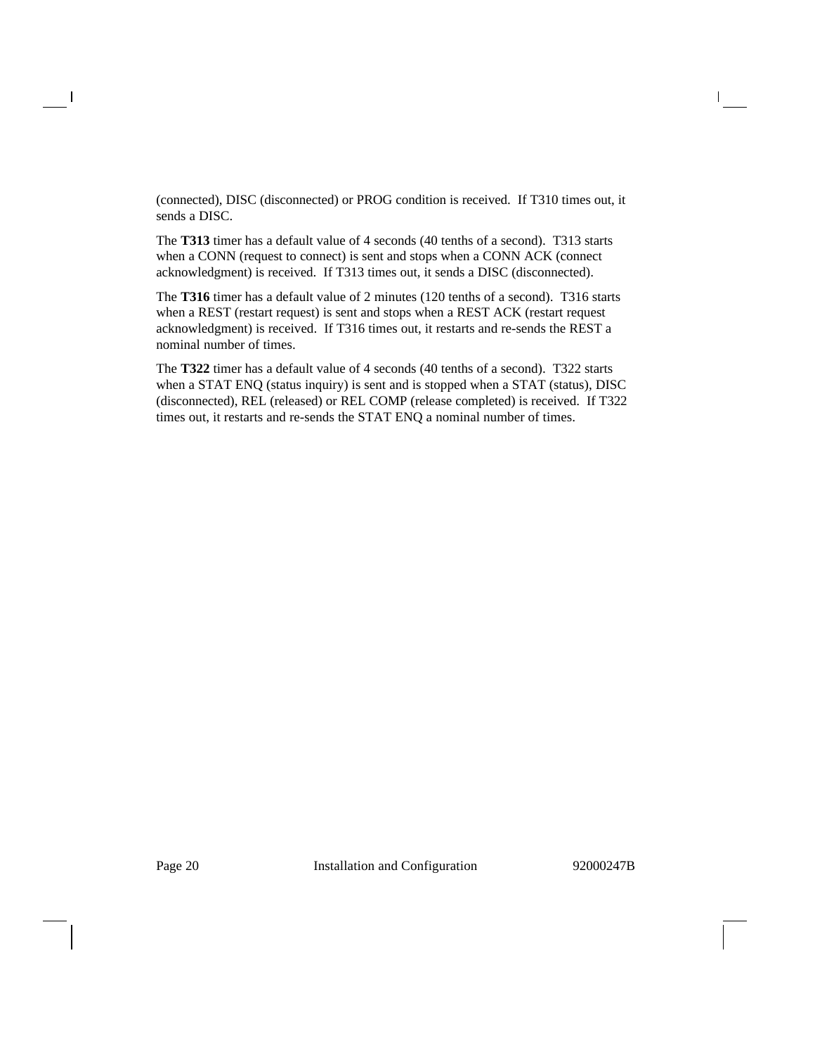(connected), DISC (disconnected) or PROG condition is received. If T310 times out, it sends a DISC.

The **T313** timer has a default value of 4 seconds (40 tenths of a second). T313 starts when a CONN (request to connect) is sent and stops when a CONN ACK (connect acknowledgment) is received. If T313 times out, it sends a DISC (disconnected).

The **T316** timer has a default value of 2 minutes (120 tenths of a second). T316 starts when a REST (restart request) is sent and stops when a REST ACK (restart request acknowledgment) is received. If T316 times out, it restarts and re-sends the REST a nominal number of times.

The **T322** timer has a default value of 4 seconds (40 tenths of a second). T322 starts when a STAT ENQ (status inquiry) is sent and is stopped when a STAT (status), DISC (disconnected), REL (released) or REL COMP (release completed) is received. If T322 times out, it restarts and re-sends the STAT ENQ a nominal number of times.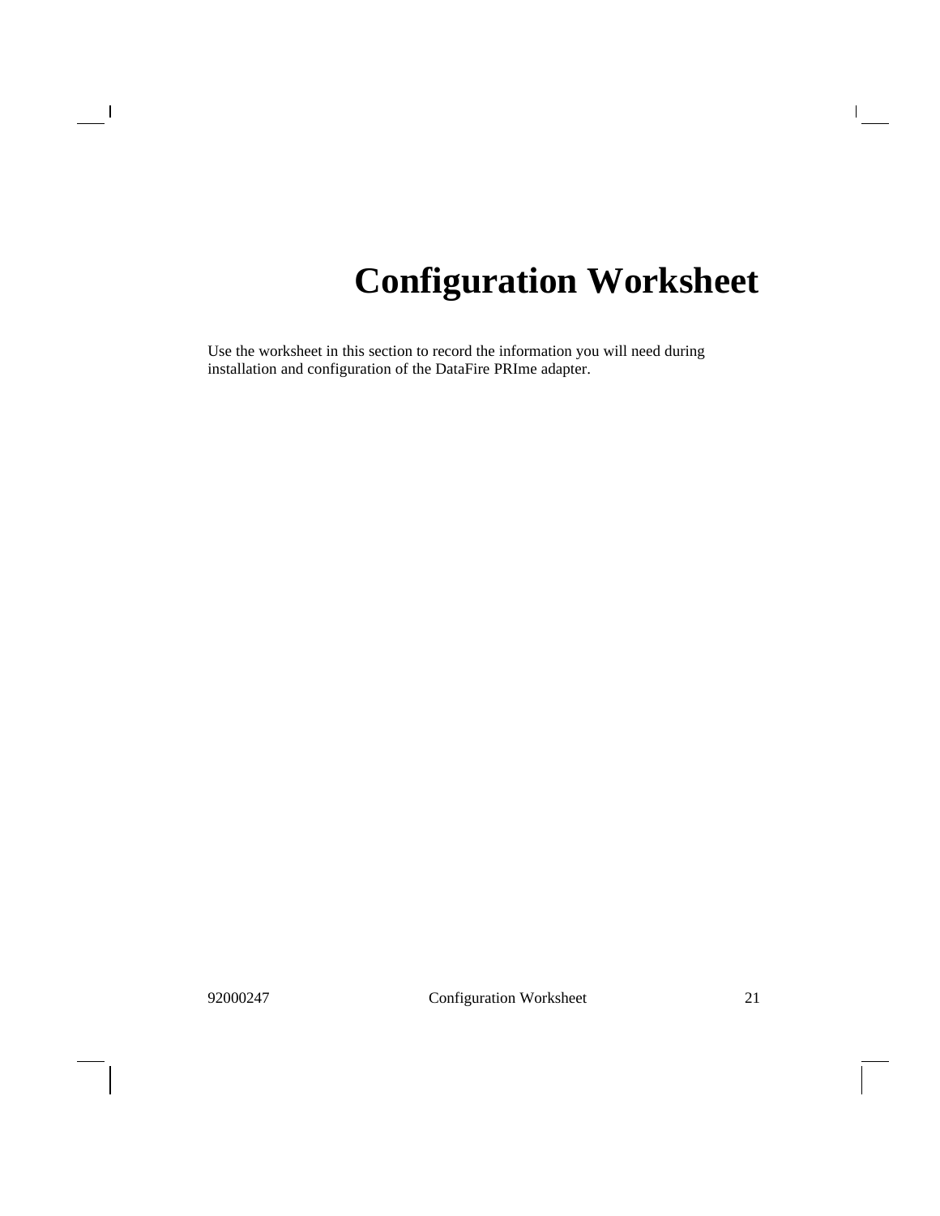# Configuration Worksheet

Use the worksheet in this section to record the information you will need during installation and configuration of the DataFire PRIme adapter.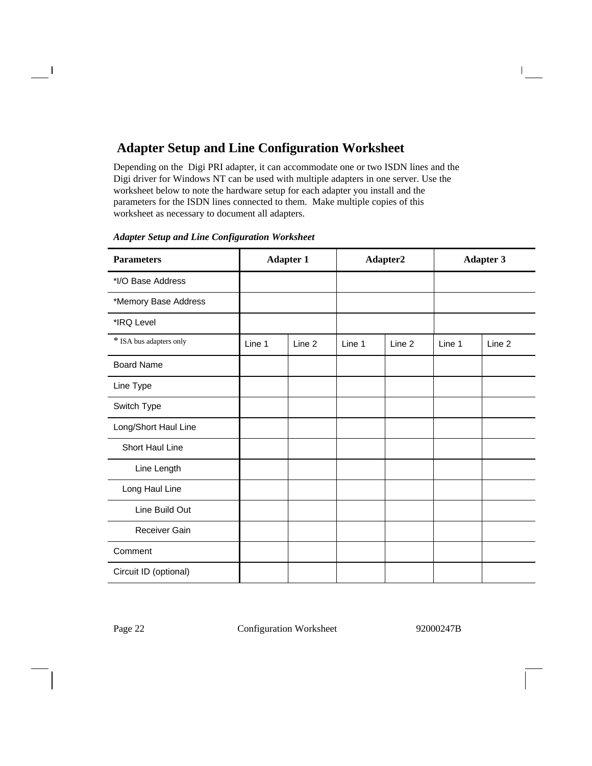## Adapter Setup and Line Configuration Worksheet

Depending on the Digi PRI adapter, it can accommodate one or two ISDN lines and the Digi driver for Windows NT can be used with multiple adapters in one server. Use the worksheet below to note the hardware setup for each adapter you install and the parameters for the ISDN lines connected to them. Make multiple copies of this worksheet as necessary to document all adapters.

*Adapter Setup and Line Configuration Worksheet*

| Parameters | Adapter 1 | | Adapter2 | | Adapter 3 | |
|---|---|---|---|---|---|---|
| *I/O Base Address | | | | | | |
| *Memory Base Address | | | | | | |
| *IRQ Level | | | | | | |
| * ISA bus adapters only | Line 1 | Line 2 | Line 1 | Line 2 | Line 1 | Line 2 |
| Board Name | | | | | | |
| Line Type | | | | | | |
| Switch Type | | | | | | |
| Long/Short Haul Line | | | | | | |
| Short Haul Line | | | | | | |
| Line Length | | | | | | |
| Long Haul Line | | | | | | |
| Line Build Out | | | | | | |
| Receiver Gain | | | | | | |
| Comment | | | | | | |
| Circuit ID (optional) | | | | | | |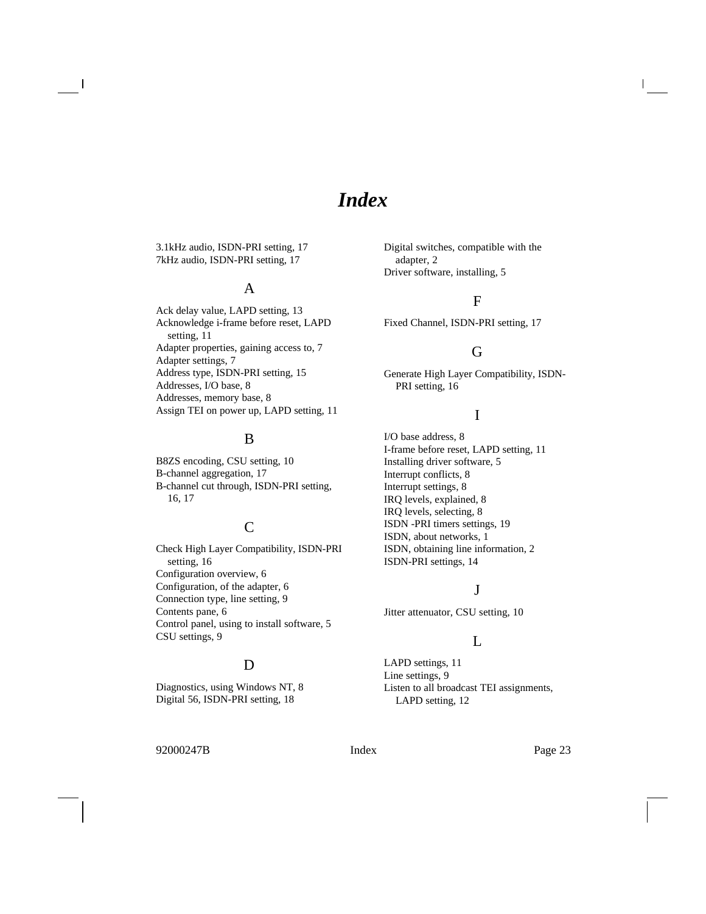# Index

3.1kHz audio, ISDN-PRI setting, 17
7kHz audio, ISDN-PRI setting, 17

## A

Ack delay value, LAPD setting, 13
Acknowledge i-frame before reset, LAPD setting, 11
Adapter properties, gaining access to, 7
Adapter settings, 7
Address type, ISDN-PRI setting, 15
Addresses, I/O base, 8
Addresses, memory base, 8
Assign TEI on power up, LAPD setting, 11

## B

B8ZS encoding, CSU setting, 10
B-channel aggregation, 17
B-channel cut through, ISDN-PRI setting, 16, 17

## C

Check High Layer Compatibility, ISDN-PRI setting, 16
Configuration overview, 6
Configuration, of the adapter, 6
Connection type, line setting, 9
Contents pane, 6
Control panel, using to install software, 5
CSU settings, 9

## D

Diagnostics, using Windows NT, 8
Digital 56, ISDN-PRI setting, 18
Digital switches, compatible with the adapter, 2
Driver software, installing, 5

## F

Fixed Channel, ISDN-PRI setting, 17

## G

Generate High Layer Compatibility, ISDN-PRI setting, 16

## I

I/O base address, 8
I-frame before reset, LAPD setting, 11
Installing driver software, 5
Interrupt conflicts, 8
Interrupt settings, 8
IRQ levels, explained, 8
IRQ levels, selecting, 8
ISDN -PRI timers settings, 19
ISDN, about networks, 1
ISDN, obtaining line information, 2
ISDN-PRI settings, 14

## J

Jitter attenuator, CSU setting, 10

## L

LAPD settings, 11
Line settings, 9
Listen to all broadcast TEI assignments, LAPD setting, 12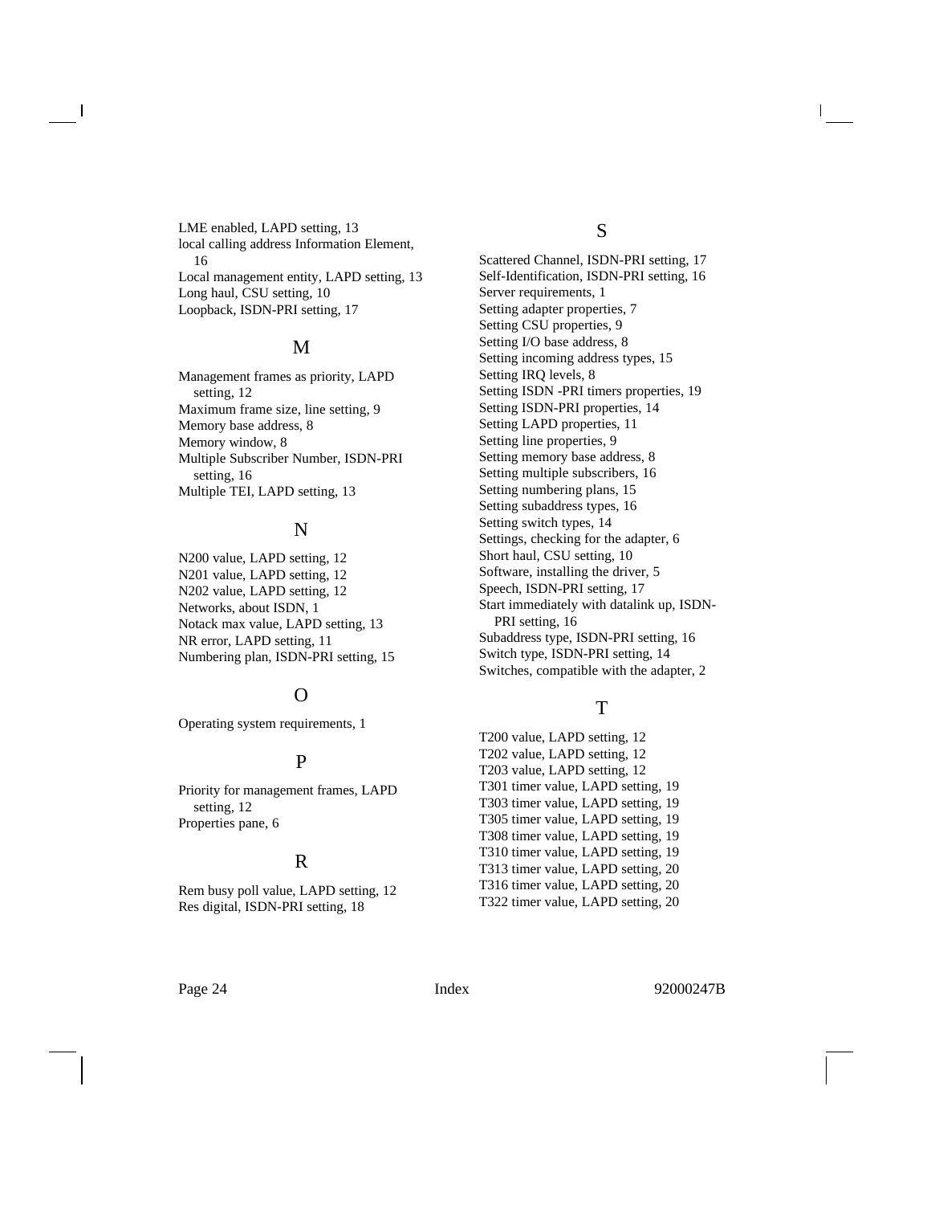LME enabled, LAPD setting, 13
local calling address Information Element, 16
Local management entity, LAPD setting, 13
Long haul, CSU setting, 10
Loopback, ISDN-PRI setting, 17

## M

Management frames as priority, LAPD setting, 12
Maximum frame size, line setting, 9
Memory base address, 8
Memory window, 8
Multiple Subscriber Number, ISDN-PRI setting, 16
Multiple TEI, LAPD setting, 13

## N

N200 value, LAPD setting, 12
N201 value, LAPD setting, 12
N202 value, LAPD setting, 12
Networks, about ISDN, 1
Notack max value, LAPD setting, 13
NR error, LAPD setting, 11
Numbering plan, ISDN-PRI setting, 15

## O

Operating system requirements, 1

## P

Priority for management frames, LAPD setting, 12
Properties pane, 6

## R

Rem busy poll value, LAPD setting, 12
Res digital, ISDN-PRI setting, 18

## S

Scattered Channel, ISDN-PRI setting, 17
Self-Identification, ISDN-PRI setting, 16
Server requirements, 1
Setting adapter properties, 7
Setting CSU properties, 9
Setting I/O base address, 8
Setting incoming address types, 15
Setting IRQ levels, 8
Setting ISDN -PRI timers properties, 19
Setting ISDN-PRI properties, 14
Setting LAPD properties, 11
Setting line properties, 9
Setting memory base address, 8
Setting multiple subscribers, 16
Setting numbering plans, 15
Setting subaddress types, 16
Setting switch types, 14
Settings, checking for the adapter, 6
Short haul, CSU setting, 10
Software, installing the driver, 5
Speech, ISDN-PRI setting, 17
Start immediately with datalink up, ISDN-PRI setting, 16
Subaddress type, ISDN-PRI setting, 16
Switch type, ISDN-PRI setting, 14
Switches, compatible with the adapter, 2

## T

T200 value, LAPD setting, 12
T202 value, LAPD setting, 12
T203 value, LAPD setting, 12
T301 timer value, LAPD setting, 19
T303 timer value, LAPD setting, 19
T305 timer value, LAPD setting, 19
T308 timer value, LAPD setting, 19
T310 timer value, LAPD setting, 19
T313 timer value, LAPD setting, 20
T316 timer value, LAPD setting, 20
T322 timer value, LAPD setting, 20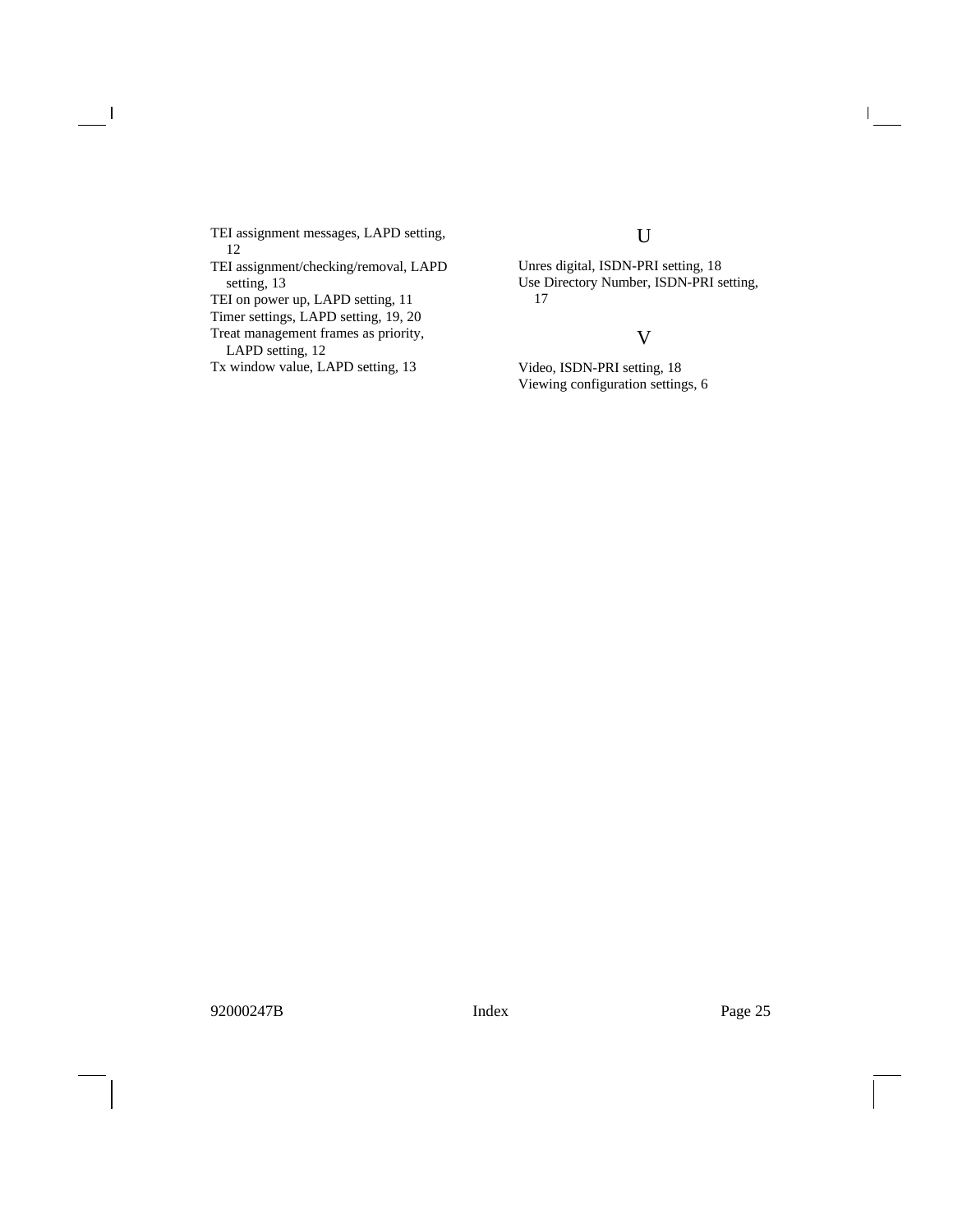TEI assignment messages, LAPD setting, 12
TEI assignment/checking/removal, LAPD setting, 13
TEI on power up, LAPD setting, 11
Timer settings, LAPD setting, 19, 20
Treat management frames as priority, LAPD setting, 12
Tx window value, LAPD setting, 13

## U

Unres digital, ISDN-PRI setting, 18
Use Directory Number, ISDN-PRI setting, 17

## V

Video, ISDN-PRI setting, 18
Viewing configuration settings, 6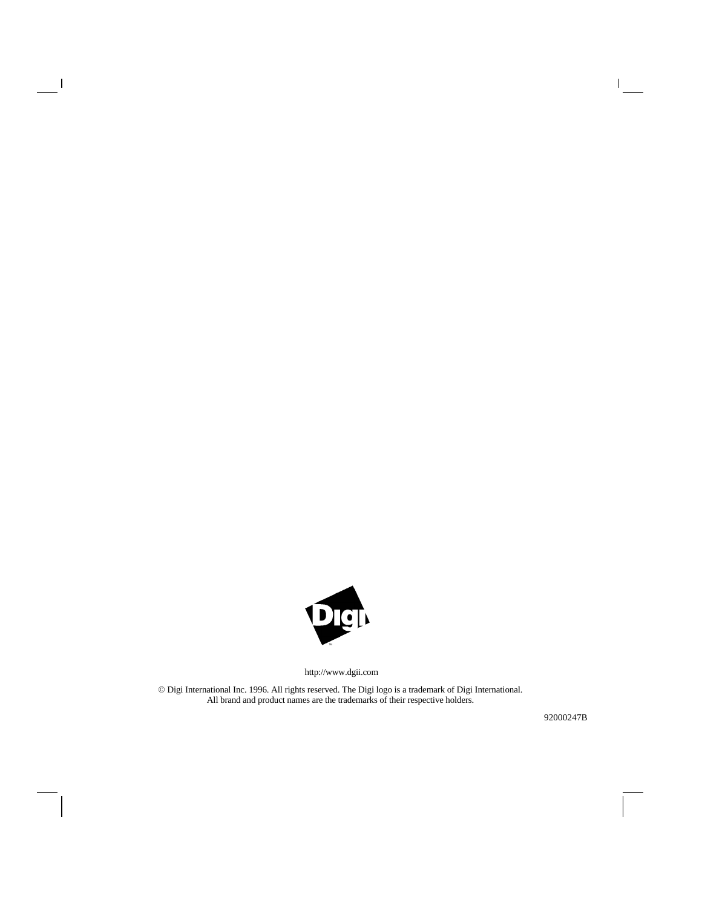http://www.dgii.com

© Digi International Inc. 1996. All rights reserved. The Digi logo is a trademark of Digi International.
All brand and product names are the trademarks of their respective holders.

92000247B